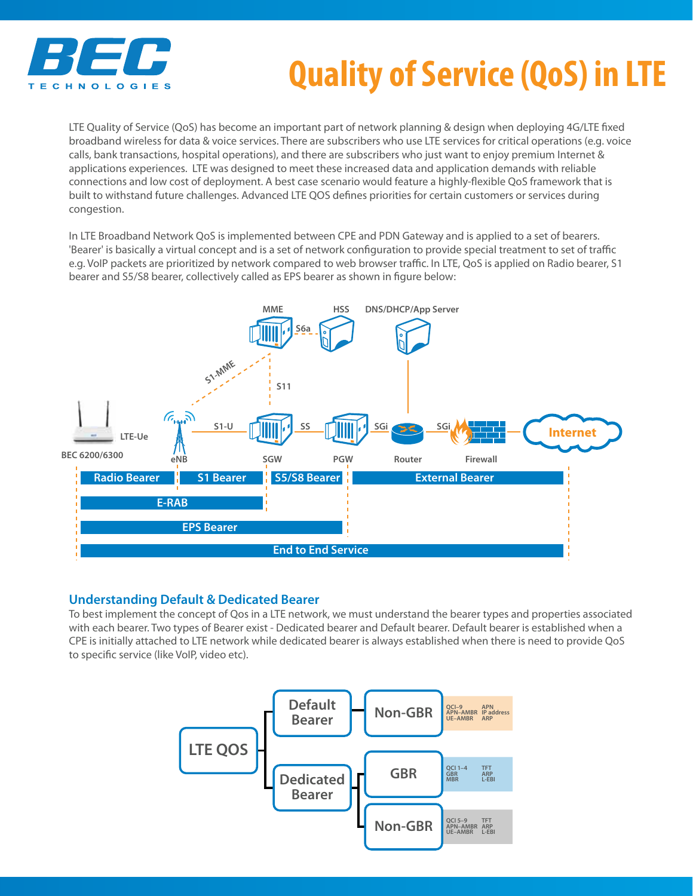BEC TECHNOLOGIES

# Quality of Service (QoS) in LTE

LTE Quality of Service (QoS) has become an important part of network planning & design when deploying 4G/LTE fixed broadband wireless for data & voice services. There are subscribers who use LTE services for critical operations (e.g. voice calls, bank transactions, hospital operations), and there are subscribers who just want to enjoy premium Internet & applications experiences. LTE was designed to meet these increased data and application demands with reliable connections and low cost of deployment. A best case scenario would feature a highly-flexible QoS framework that is built to withstand future challenges. Advanced LTE QOS defines priorities for certain customers or services during congestion.

In LTE Broadband Network QoS is implemented between CPE and PDN Gateway and is applied to a set of bearers. 'Bearer' is basically a virtual concept and is a set of network configuration to provide special treatment to set of traffic e.g. VoIP packets are prioritized by network compared to web browser traffic. In LTE, QoS is applied on Radio bearer, S1 bearer and S5/S8 bearer, collectively called as EPS bearer as shown in figure below:

MME — S6a — HSS; DNS/DHCP/App Server

BEC 6200/6300 (LTE-Ue) — eNB — S1-U — SGW — S5 — PGW — SGi — Router — SGi — Firewall — Internet

eNB — S1-MME — MME; SGW — S11 — MME

Radio Bearer | S1 Bearer | S5/S8 Bearer | External Bearer

E-RAB

EPS Bearer

End to End Service

## Understanding Default & Dedicated Bearer

To best implement the concept of Qos in a LTE network, we must understand the bearer types and properties associated with each bearer. Two types of Bearer exist - Dedicated bearer and Default bearer. Default bearer is established when a CPE is initially attached to LTE network while dedicated bearer is always established when there is need to provide QoS to specific service (like VoIP, video etc).

LTE QOS
- Default Bearer
  - Non-GBR: QCI–9, APN–AMBR, UE–AMBR, APN, IP address, ARP
- Dedicated Bearer
  - GBR: QCI 1–4, GBR, MBR, TFT, ARP, L-EBI
  - Non-GBR: QCI 5–9, APN–AMBR, UE–AMBR, TFT, ARP, L-EBI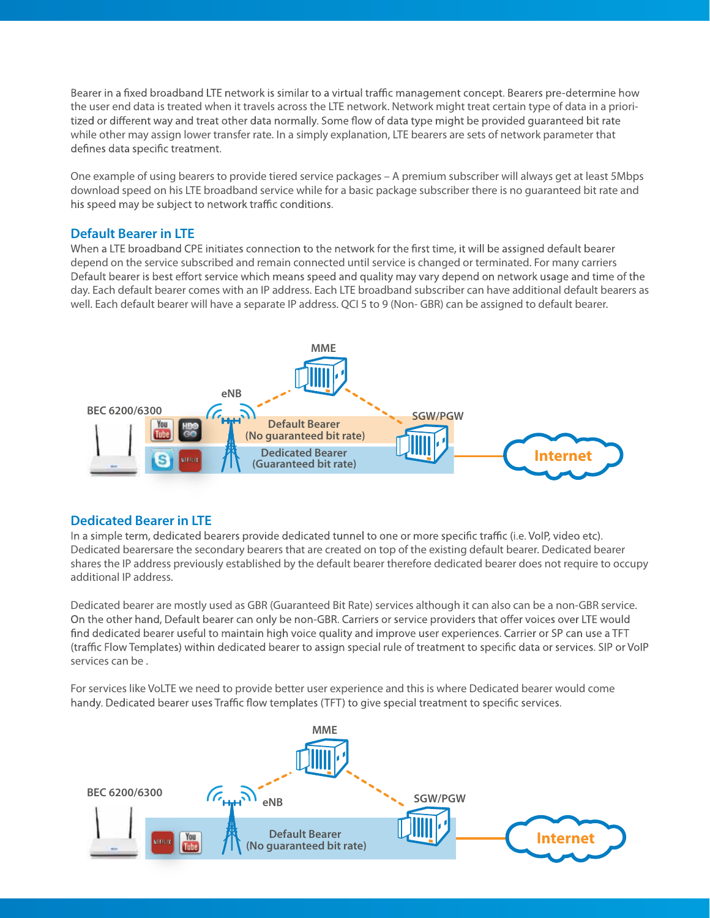Bearer in a fixed broadband LTE network is similar to a virtual traffic management concept. Bearers pre-determine how the user end data is treated when it travels across the LTE network. Network might treat certain type of data in a prioritized or different way and treat other data normally. Some flow of data type might be provided guaranteed bit rate while other may assign lower transfer rate. In a simply explanation, LTE bearers are sets of network parameter that defines data specific treatment.

One example of using bearers to provide tiered service packages – A premium subscriber will always get at least 5Mbps download speed on his LTE broadband service while for a basic package subscriber there is no guaranteed bit rate and his speed may be subject to network traffic conditions.

## Default Bearer in LTE

When a LTE broadband CPE initiates connection to the network for the first time, it will be assigned default bearer depend on the service subscribed and remain connected until service is changed or terminated. For many carriers Default bearer is best effort service which means speed and quality may vary depend on network usage and time of the day. Each default bearer comes with an IP address. Each LTE broadband subscriber can have additional default bearers as well. Each default bearer will have a separate IP address. QCI 5 to 9 (Non- GBR) can be assigned to default bearer.

MME

eNB

BEC 6200/6300

SGW/PGW

Default Bearer
(No guaranteed bit rate)

Dedicated Bearer
(Guaranteed bit rate)

Internet

## Dedicated Bearer in LTE

In a simple term, dedicated bearers provide dedicated tunnel to one or more specific traffic (i.e. VoIP, video etc). Dedicated bearersare the secondary bearers that are created on top of the existing default bearer. Dedicated bearer shares the IP address previously established by the default bearer therefore dedicated bearer does not require to occupy additional IP address.

Dedicated bearer are mostly used as GBR (Guaranteed Bit Rate) services although it can also can be a non-GBR service. On the other hand, Default bearer can only be non-GBR. Carriers or service providers that offer voices over LTE would find dedicated bearer useful to maintain high voice quality and improve user experiences. Carrier or SP can use a TFT (traffic Flow Templates) within dedicated bearer to assign special rule of treatment to specific data or services. SIP or VoIP services can be .

For services like VoLTE we need to provide better user experience and this is where Dedicated bearer would come handy. Dedicated bearer uses Traffic flow templates (TFT) to give special treatment to specific services.

MME

BEC 6200/6300

eNB

SGW/PGW

Default Bearer
(No guaranteed bit rate)

Internet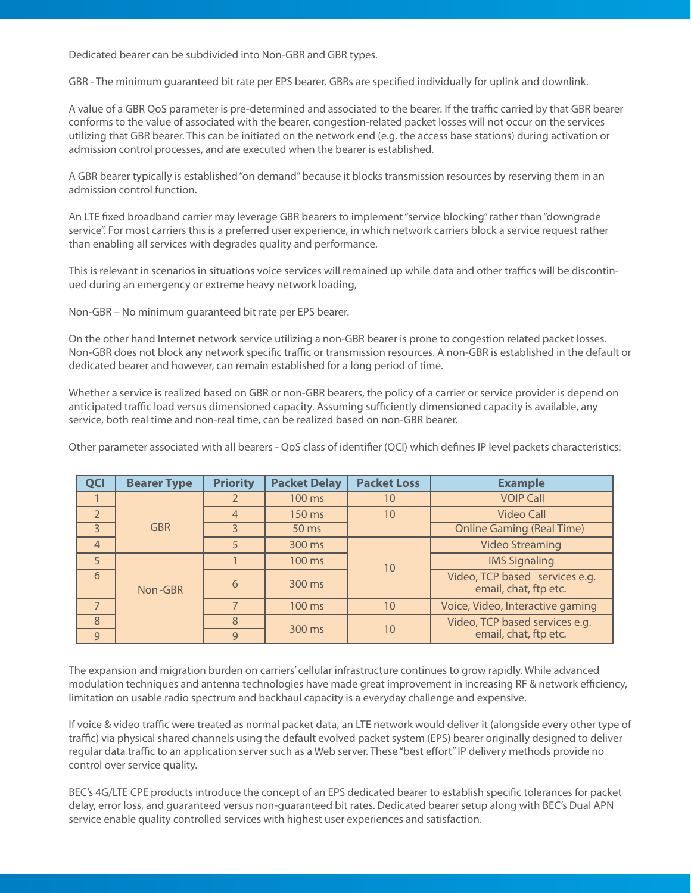Dedicated bearer can be subdivided into Non-GBR and GBR types.

GBR - The minimum guaranteed bit rate per EPS bearer. GBRs are specified individually for uplink and downlink.

A value of a GBR QoS parameter is pre-determined and associated to the bearer. If the traffic carried by that GBR bearer conforms to the value of associated with the bearer, congestion-related packet losses will not occur on the services utilizing that GBR bearer. This can be initiated on the network end (e.g. the access base stations) during activation or admission control processes, and are executed when the bearer is established.

A GBR bearer typically is established "on demand" because it blocks transmission resources by reserving them in an admission control function.

An LTE fixed broadband carrier may leverage GBR bearers to implement "service blocking" rather than "downgrade service". For most carriers this is a preferred user experience, in which network carriers block a service request rather than enabling all services with degrades quality and performance.

This is relevant in scenarios in situations voice services will remained up while data and other traffics will be discontinued during an emergency or extreme heavy network loading,

Non-GBR – No minimum guaranteed bit rate per EPS bearer.

On the other hand Internet network service utilizing a non-GBR bearer is prone to congestion related packet losses. Non-GBR does not block any network specific traffic or transmission resources. A non-GBR is established in the default or dedicated bearer and however, can remain established for a long period of time.

Whether a service is realized based on GBR or non-GBR bearers, the policy of a carrier or service provider is depend on anticipated traffic load versus dimensioned capacity. Assuming sufficiently dimensioned capacity is available, any service, both real time and non-real time, can be realized based on non-GBR bearer.

Other parameter associated with all bearers - QoS class of identifier (QCI) which defines IP level packets characteristics:

| QCI | Bearer Type | Priority | Packet Delay | Packet Loss | Example |
|---|---|---|---|---|---|
| 1 | GBR | 2 | 100 ms | 10 | VOIP Call |
| 2 | | 4 | 150 ms | 10 | Video Call |
| 3 | | 3 | 50 ms | | Online Gaming (Real Time) |
| 4 | | 5 | 300 ms | 10 | Video Streaming |
| 5 | Non-GBR | 1 | 100 ms | | IMS Signaling |
| 6 | | 6 | 300 ms | | Video, TCP based services e.g. email, chat, ftp etc. |
| 7 | | 7 | 100 ms | 10 | Voice, Video, Interactive gaming |
| 8 | | 8 | 300 ms | 10 | Video, TCP based services e.g. email, chat, ftp etc. |
| 9 | | 9 | | | |

The expansion and migration burden on carriers' cellular infrastructure continues to grow rapidly. While advanced modulation techniques and antenna technologies have made great improvement in increasing RF & network efficiency, limitation on usable radio spectrum and backhaul capacity is a everyday challenge and expensive.

If voice & video traffic were treated as normal packet data, an LTE network would deliver it (alongside every other type of traffic) via physical shared channels using the default evolved packet system (EPS) bearer originally designed to deliver regular data traffic to an application server such as a Web server. These "best effort" IP delivery methods provide no control over service quality.

BEC's 4G/LTE CPE products introduce the concept of an EPS dedicated bearer to establish specific tolerances for packet delay, error loss, and guaranteed versus non-guaranteed bit rates. Dedicated bearer setup along with BEC's Dual APN service enable quality controlled services with highest user experiences and satisfaction.